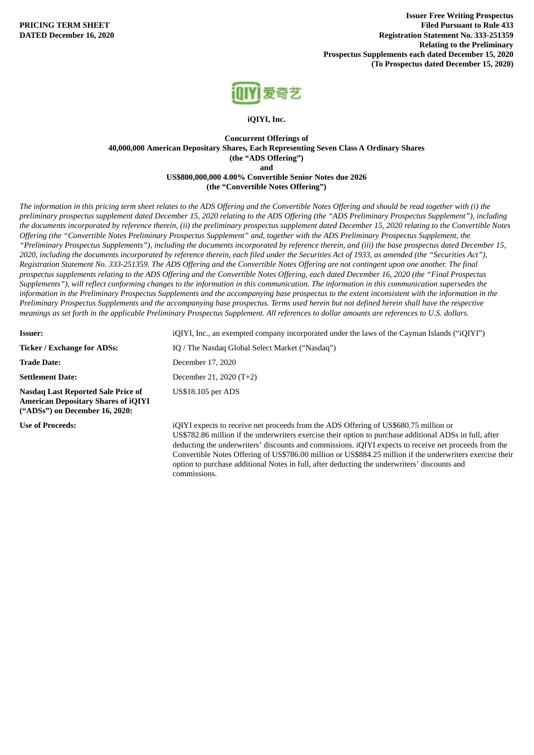**PRICING TERM SHEET**
**DATED December 16, 2020**

**Issuer Free Writing Prospectus**
**Filed Pursuant to Rule 433**
**Registration Statement No. 333-251359**
**Relating to the Preliminary**
**Prospectus Supplements each dated December 15, 2020**
**(To Prospectus dated December 15, 2020)**

**iQIYI, Inc.**

**Concurrent Offerings of**
**40,000,000 American Depositary Shares, Each Representing Seven Class A Ordinary Shares**
**(the "ADS Offering")**
**and**
**US$800,000,000 4.00% Convertible Senior Notes due 2026**
**(the "Convertible Notes Offering")**

*The information in this pricing term sheet relates to the ADS Offering and the Convertible Notes Offering and should be read together with (i) the preliminary prospectus supplement dated December 15, 2020 relating to the ADS Offering (the "ADS Preliminary Prospectus Supplement"), including the documents incorporated by reference therein, (ii) the preliminary prospectus supplement dated December 15, 2020 relating to the Convertible Notes Offering (the "Convertible Notes Preliminary Prospectus Supplement" and, together with the ADS Preliminary Prospectus Supplement, the "Preliminary Prospectus Supplements"), including the documents incorporated by reference therein, and (iii) the base prospectus dated December 15, 2020, including the documents incorporated by reference therein, each filed under the Securities Act of 1933, as amended (the "Securities Act"), Registration Statement No. 333-251359. The ADS Offering and the Convertible Notes Offering are not contingent upon one another. The final prospectus supplements relating to the ADS Offering and the Convertible Notes Offering, each dated December 16, 2020 (the "Final Prospectus Supplements"), will reflect conforming changes to the information in this communication. The information in this communication supersedes the information in the Preliminary Prospectus Supplements and the accompanying base prospectus to the extent inconsistent with the information in the Preliminary Prospectus Supplements and the accompanying base prospectus. Terms used herein but not defined herein shall have the respective meanings as set forth in the applicable Preliminary Prospectus Supplement. All references to dollar amounts are references to U.S. dollars.*

| | |
|---|---|
| **Issuer:** | iQIYI, Inc., an exempted company incorporated under the laws of the Cayman Islands ("iQIYI") |
| **Ticker / Exchange for ADSs:** | IQ / The Nasdaq Global Select Market ("Nasdaq") |
| **Trade Date:** | December 17, 2020 |
| **Settlement Date:** | December 21, 2020 (T+2) |
| **Nasdaq Last Reported Sale Price of American Depositary Shares of iQIYI ("ADSs") on December 16, 2020:** | US$18.105 per ADS |
| **Use of Proceeds:** | iQIYI expects to receive net proceeds from the ADS Offering of US$680.75 million or US$782.86 million if the underwriters exercise their option to purchase additional ADSs in full, after deducting the underwriters' discounts and commissions. iQIYI expects to receive net proceeds from the Convertible Notes Offering of US$786.00 million or US$884.25 million if the underwriters exercise their option to purchase additional Notes in full, after deducting the underwriters' discounts and commissions. |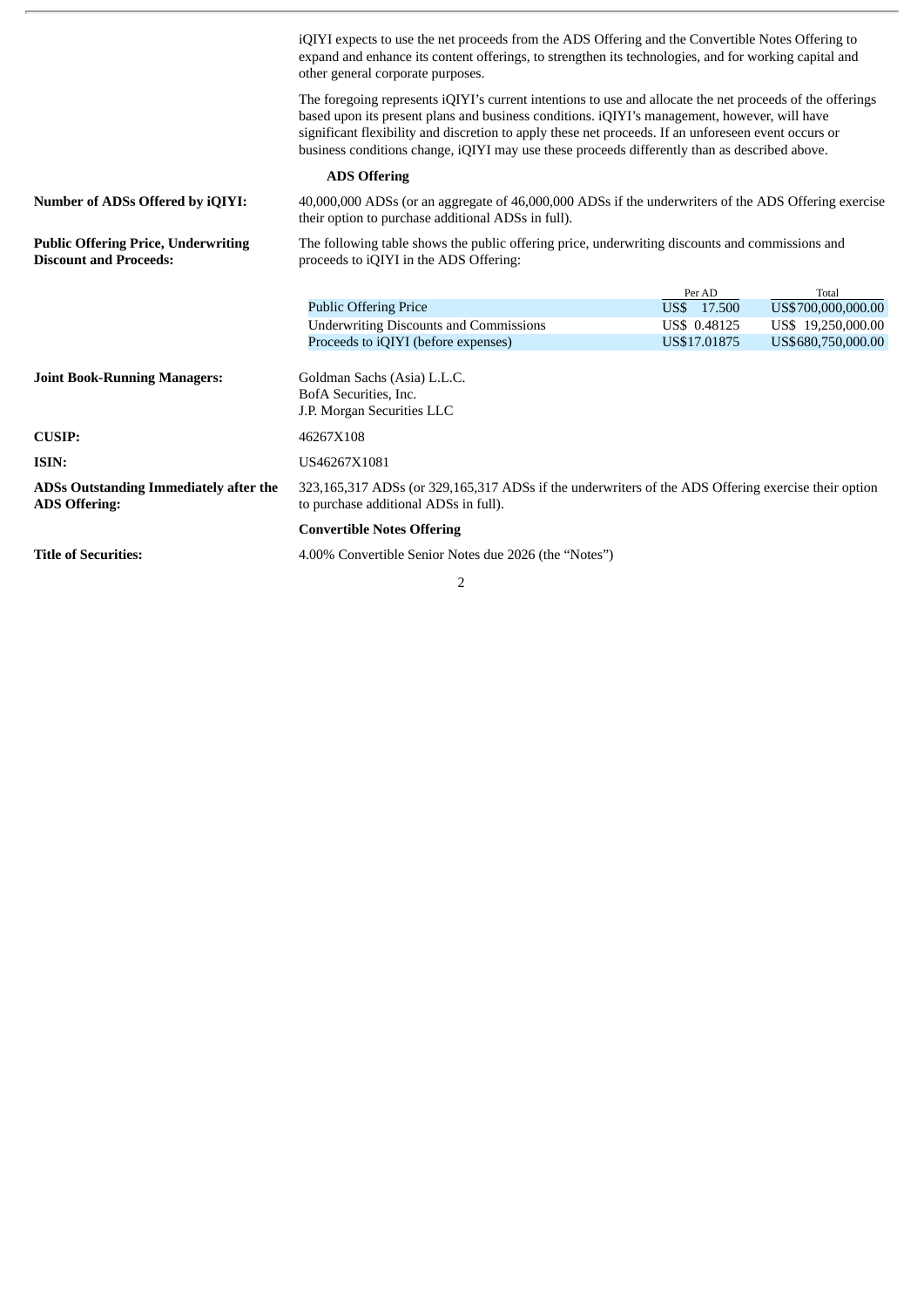iQIYI expects to use the net proceeds from the ADS Offering and the Convertible Notes Offering to expand and enhance its content offerings, to strengthen its technologies, and for working capital and other general corporate purposes.

The foregoing represents iQIYI's current intentions to use and allocate the net proceeds of the offerings based upon its present plans and business conditions. iQIYI's management, however, will have significant flexibility and discretion to apply these net proceeds. If an unforeseen event occurs or business conditions change, iQIYI may use these proceeds differently than as described above.

**ADS Offering**

**Number of ADSs Offered by iQIYI:** 40,000,000 ADSs (or an aggregate of 46,000,000 ADSs if the underwriters of the ADS Offering exercise their option to purchase additional ADSs in full).

**Public Offering Price, Underwriting Discount and Proceeds:** The following table shows the public offering price, underwriting discounts and commissions and proceeds to iQIYI in the ADS Offering:

| | Per AD | Total |
|---|---|---|
| Public Offering Price | US$ 17.500 | US$700,000,000.00 |
| Underwriting Discounts and Commissions | US$ 0.48125 | US$ 19,250,000.00 |
| Proceeds to iQIYI (before expenses) | US$17.01875 | US$680,750,000.00 |

**Joint Book-Running Managers:** Goldman Sachs (Asia) L.L.C.
BofA Securities, Inc.
J.P. Morgan Securities LLC

**CUSIP:** 46267X108

**ISIN:** US46267X1081

**ADSs Outstanding Immediately after the ADS Offering:** 323,165,317 ADSs (or 329,165,317 ADSs if the underwriters of the ADS Offering exercise their option to purchase additional ADSs in full).

**Convertible Notes Offering**

**Title of Securities:** 4.00% Convertible Senior Notes due 2026 (the "Notes")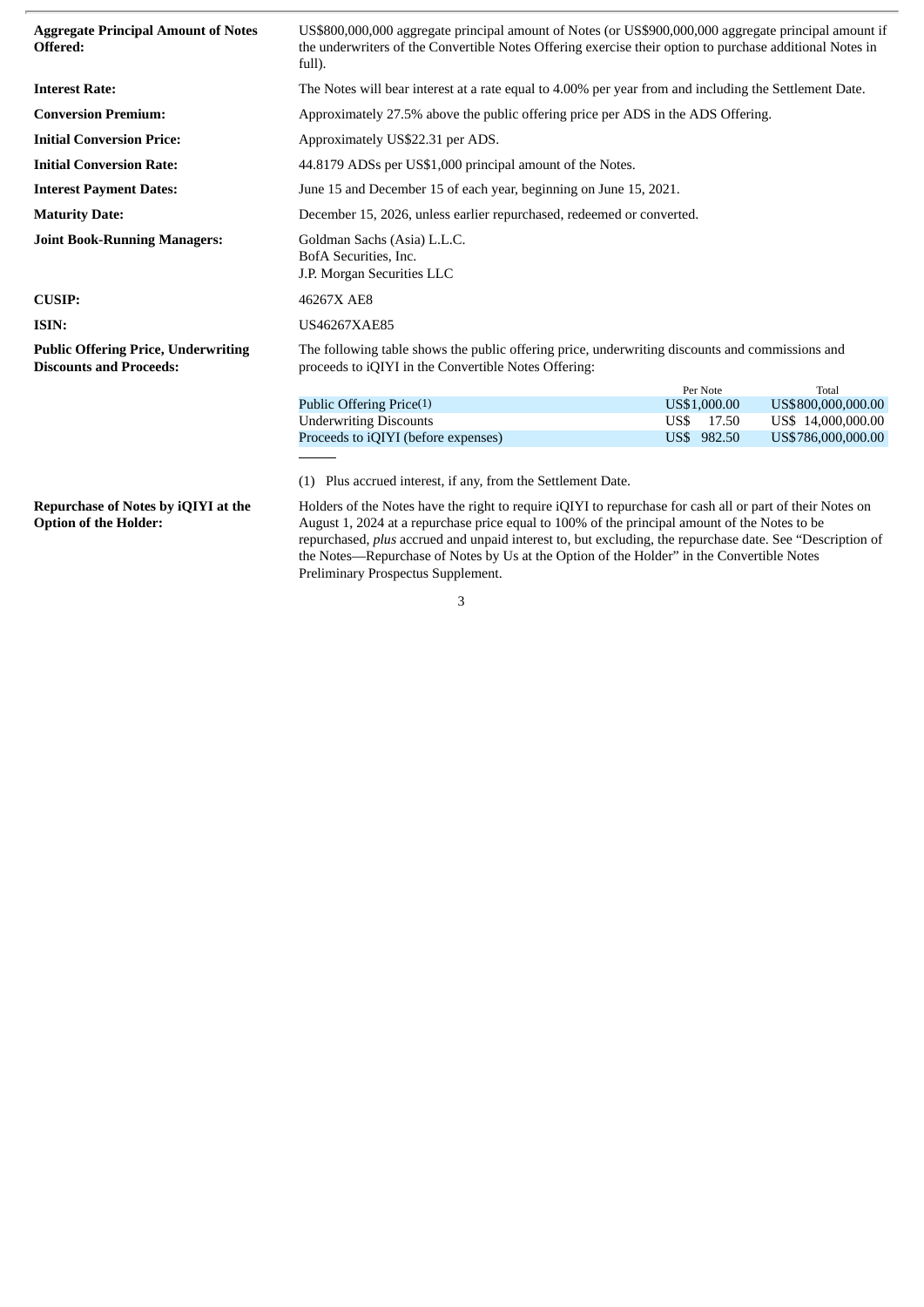| | |
|---|---|
| **Aggregate Principal Amount of Notes Offered:** | US$800,000,000 aggregate principal amount of Notes (or US$900,000,000 aggregate principal amount if the underwriters of the Convertible Notes Offering exercise their option to purchase additional Notes in full). |
| **Interest Rate:** | The Notes will bear interest at a rate equal to 4.00% per year from and including the Settlement Date. |
| **Conversion Premium:** | Approximately 27.5% above the public offering price per ADS in the ADS Offering. |
| **Initial Conversion Price:** | Approximately US$22.31 per ADS. |
| **Initial Conversion Rate:** | 44.8179 ADSs per US$1,000 principal amount of the Notes. |
| **Interest Payment Dates:** | June 15 and December 15 of each year, beginning on June 15, 2021. |
| **Maturity Date:** | December 15, 2026, unless earlier repurchased, redeemed or converted. |
| **Joint Book-Running Managers:** | Goldman Sachs (Asia) L.L.C.<br>BofA Securities, Inc.<br>J.P. Morgan Securities LLC |
| **CUSIP:** | 46267X AE8 |
| **ISIN:** | US46267XAE85 |
| **Public Offering Price, Underwriting Discounts and Proceeds:** | The following table shows the public offering price, underwriting discounts and commissions and proceeds to iQIYI in the Convertible Notes Offering: |

| | Per Note | Total |
|---|---|---|
| Public Offering Price(1) | US$1,000.00 | US$800,000,000.00 |
| Underwriting Discounts | US$ 17.50 | US$ 14,000,000.00 |
| Proceeds to iQIYI (before expenses) | US$ 982.50 | US$786,000,000.00 |

(1) Plus accrued interest, if any, from the Settlement Date.

| | |
|---|---|
| **Repurchase of Notes by iQIYI at the Option of the Holder:** | Holders of the Notes have the right to require iQIYI to repurchase for cash all or part of their Notes on August 1, 2024 at a repurchase price equal to 100% of the principal amount of the Notes to be repurchased, *plus* accrued and unpaid interest to, but excluding, the repurchase date. See "Description of the Notes—Repurchase of Notes by Us at the Option of the Holder" in the Convertible Notes Preliminary Prospectus Supplement. |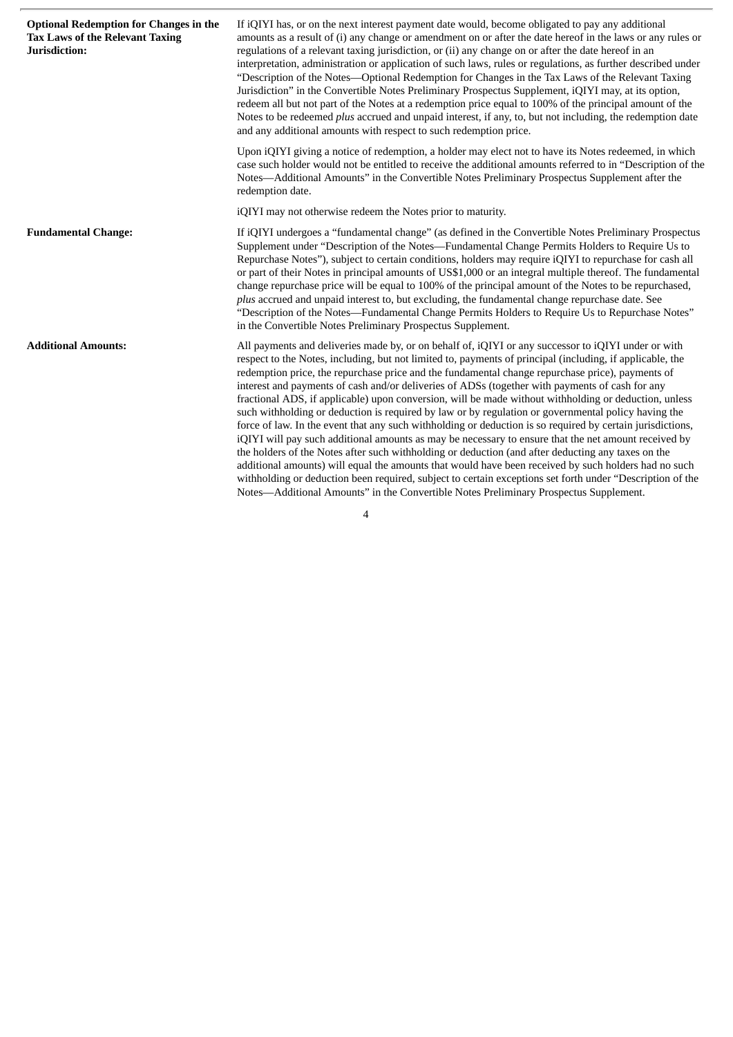| | |
|---|---|
| **Optional Redemption for Changes in the Tax Laws of the Relevant Taxing Jurisdiction:** | If iQIYI has, or on the next interest payment date would, become obligated to pay any additional amounts as a result of (i) any change or amendment on or after the date hereof in the laws or any rules or regulations of a relevant taxing jurisdiction, or (ii) any change on or after the date hereof in an interpretation, administration or application of such laws, rules or regulations, as further described under "Description of the Notes—Optional Redemption for Changes in the Tax Laws of the Relevant Taxing Jurisdiction" in the Convertible Notes Preliminary Prospectus Supplement, iQIYI may, at its option, redeem all but not part of the Notes at a redemption price equal to 100% of the principal amount of the Notes to be redeemed *plus* accrued and unpaid interest, if any, to, but not including, the redemption date and any additional amounts with respect to such redemption price.<br><br>Upon iQIYI giving a notice of redemption, a holder may elect not to have its Notes redeemed, in which case such holder would not be entitled to receive the additional amounts referred to in "Description of the Notes—Additional Amounts" in the Convertible Notes Preliminary Prospectus Supplement after the redemption date.<br><br>iQIYI may not otherwise redeem the Notes prior to maturity. |
| **Fundamental Change:** | If iQIYI undergoes a "fundamental change" (as defined in the Convertible Notes Preliminary Prospectus Supplement under "Description of the Notes—Fundamental Change Permits Holders to Require Us to Repurchase Notes"), subject to certain conditions, holders may require iQIYI to repurchase for cash all or part of their Notes in principal amounts of US$1,000 or an integral multiple thereof. The fundamental change repurchase price will be equal to 100% of the principal amount of the Notes to be repurchased, *plus* accrued and unpaid interest to, but excluding, the fundamental change repurchase date. See "Description of the Notes—Fundamental Change Permits Holders to Require Us to Repurchase Notes" in the Convertible Notes Preliminary Prospectus Supplement. |
| **Additional Amounts:** | All payments and deliveries made by, or on behalf of, iQIYI or any successor to iQIYI under or with respect to the Notes, including, but not limited to, payments of principal (including, if applicable, the redemption price, the repurchase price and the fundamental change repurchase price), payments of interest and payments of cash and/or deliveries of ADSs (together with payments of cash for any fractional ADS, if applicable) upon conversion, will be made without withholding or deduction, unless such withholding or deduction is required by law or by regulation or governmental policy having the force of law. In the event that any such withholding or deduction is so required by certain jurisdictions, iQIYI will pay such additional amounts as may be necessary to ensure that the net amount received by the holders of the Notes after such withholding or deduction (and after deducting any taxes on the additional amounts) will equal the amounts that would have been received by such holders had no such withholding or deduction been required, subject to certain exceptions set forth under "Description of the Notes—Additional Amounts" in the Convertible Notes Preliminary Prospectus Supplement. |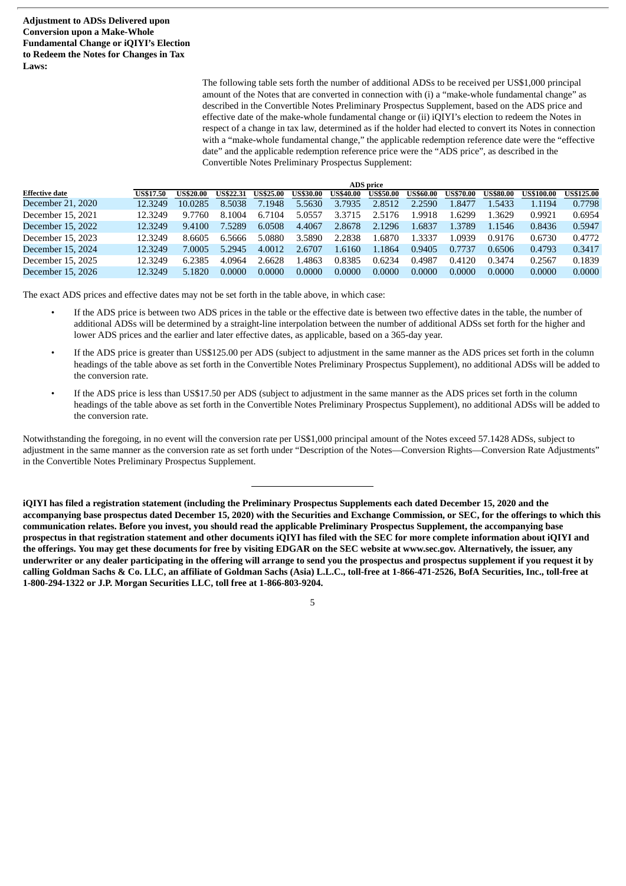**Adjustment to ADSs Delivered upon Conversion upon a Make-Whole Fundamental Change or iQIYI's Election to Redeem the Notes for Changes in Tax Laws:**

The following table sets forth the number of additional ADSs to be received per US$1,000 principal amount of the Notes that are converted in connection with (i) a "make-whole fundamental change" as described in the Convertible Notes Preliminary Prospectus Supplement, based on the ADS price and effective date of the make-whole fundamental change or (ii) iQIYI's election to redeem the Notes in respect of a change in tax law, determined as if the holder had elected to convert its Notes in connection with a "make-whole fundamental change," the applicable redemption reference date were the "effective date" and the applicable redemption reference price were the "ADS price", as described in the Convertible Notes Preliminary Prospectus Supplement:

| | ADS price | | | | | | | | | | | |
|---|---|---|---|---|---|---|---|---|---|---|---|---|
| **Effective date** | **US$17.50** | **US$20.00** | **US$22.31** | **US$25.00** | **US$30.00** | **US$40.00** | **US$50.00** | **US$60.00** | **US$70.00** | **US$80.00** | **US$100.00** | **US$125.00** |
| December 21, 2020 | 12.3249 | 10.0285 | 8.5038 | 7.1948 | 5.5630 | 3.7935 | 2.8512 | 2.2590 | 1.8477 | 1.5433 | 1.1194 | 0.7798 |
| December 15, 2021 | 12.3249 | 9.7760 | 8.1004 | 6.7104 | 5.0557 | 3.3715 | 2.5176 | 1.9918 | 1.6299 | 1.3629 | 0.9921 | 0.6954 |
| December 15, 2022 | 12.3249 | 9.4100 | 7.5289 | 6.0508 | 4.4067 | 2.8678 | 2.1296 | 1.6837 | 1.3789 | 1.1546 | 0.8436 | 0.5947 |
| December 15, 2023 | 12.3249 | 8.6605 | 6.5666 | 5.0880 | 3.5890 | 2.2838 | 1.6870 | 1.3337 | 1.0939 | 0.9176 | 0.6730 | 0.4772 |
| December 15, 2024 | 12.3249 | 7.0005 | 5.2945 | 4.0012 | 2.6707 | 1.6160 | 1.1864 | 0.9405 | 0.7737 | 0.6506 | 0.4793 | 0.3417 |
| December 15, 2025 | 12.3249 | 6.2385 | 4.0964 | 2.6628 | 1.4863 | 0.8385 | 0.6234 | 0.4987 | 0.4120 | 0.3474 | 0.2567 | 0.1839 |
| December 15, 2026 | 12.3249 | 5.1820 | 0.0000 | 0.0000 | 0.0000 | 0.0000 | 0.0000 | 0.0000 | 0.0000 | 0.0000 | 0.0000 | 0.0000 |

The exact ADS prices and effective dates may not be set forth in the table above, in which case:

- If the ADS price is between two ADS prices in the table or the effective date is between two effective dates in the table, the number of additional ADSs will be determined by a straight-line interpolation between the number of additional ADSs set forth for the higher and lower ADS prices and the earlier and later effective dates, as applicable, based on a 365-day year.
- If the ADS price is greater than US$125.00 per ADS (subject to adjustment in the same manner as the ADS prices set forth in the column headings of the table above as set forth in the Convertible Notes Preliminary Prospectus Supplement), no additional ADSs will be added to the conversion rate.
- If the ADS price is less than US$17.50 per ADS (subject to adjustment in the same manner as the ADS prices set forth in the column headings of the table above as set forth in the Convertible Notes Preliminary Prospectus Supplement), no additional ADSs will be added to the conversion rate.

Notwithstanding the foregoing, in no event will the conversion rate per US$1,000 principal amount of the Notes exceed 57.1428 ADSs, subject to adjustment in the same manner as the conversion rate as set forth under "Description of the Notes—Conversion Rights—Conversion Rate Adjustments" in the Convertible Notes Preliminary Prospectus Supplement.

---

**iQIYI has filed a registration statement (including the Preliminary Prospectus Supplements each dated December 15, 2020 and the accompanying base prospectus dated December 15, 2020) with the Securities and Exchange Commission, or SEC, for the offerings to which this communication relates. Before you invest, you should read the applicable Preliminary Prospectus Supplement, the accompanying base prospectus in that registration statement and other documents iQIYI has filed with the SEC for more complete information about iQIYI and the offerings. You may get these documents for free by visiting EDGAR on the SEC website at www.sec.gov. Alternatively, the issuer, any underwriter or any dealer participating in the offering will arrange to send you the prospectus and prospectus supplement if you request it by calling Goldman Sachs & Co. LLC, an affiliate of Goldman Sachs (Asia) L.L.C., toll-free at 1-866-471-2526, BofA Securities, Inc., toll-free at 1-800-294-1322 or J.P. Morgan Securities LLC, toll free at 1-866-803-9204.**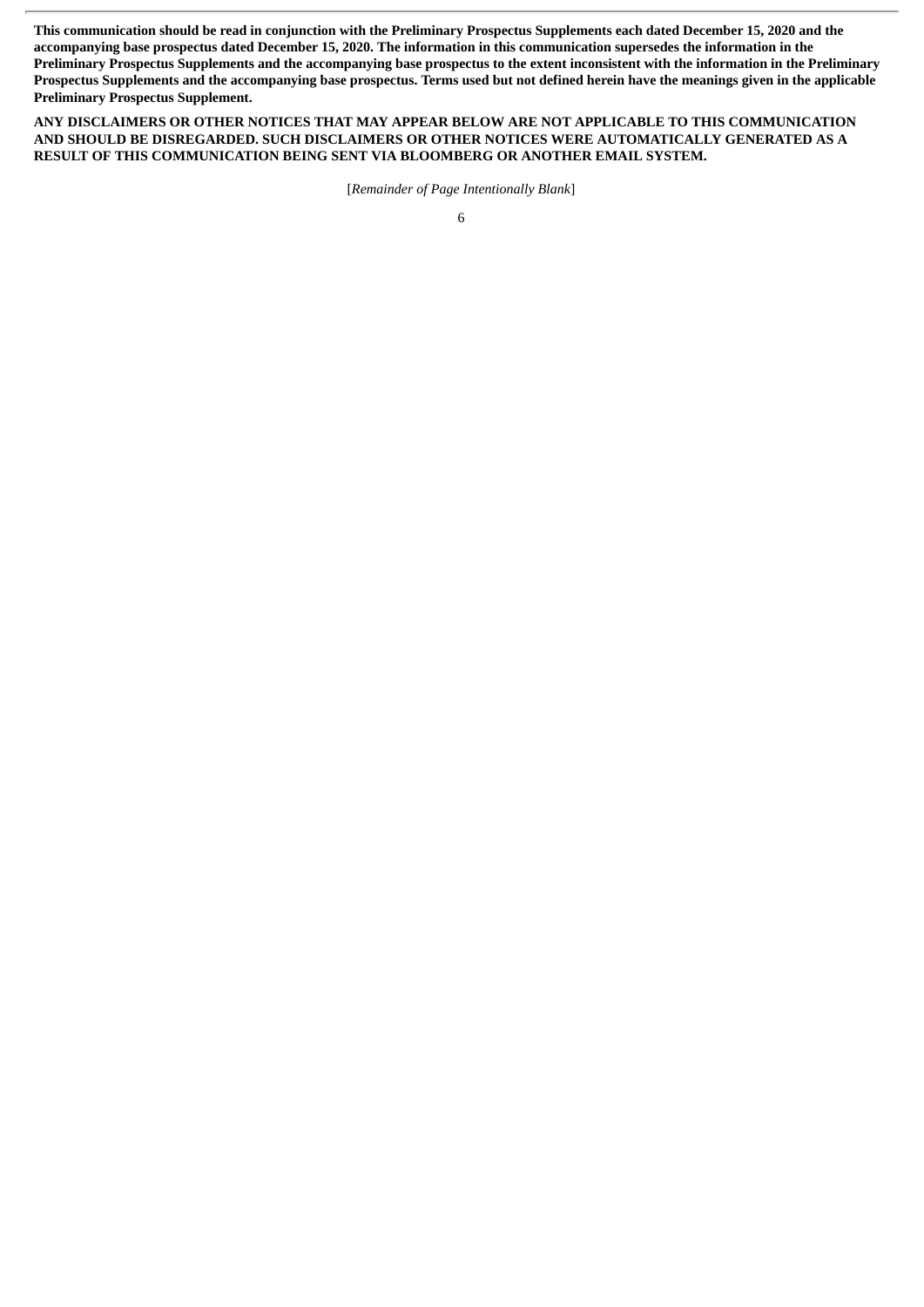**This communication should be read in conjunction with the Preliminary Prospectus Supplements each dated December 15, 2020 and the accompanying base prospectus dated December 15, 2020. The information in this communication supersedes the information in the Preliminary Prospectus Supplements and the accompanying base prospectus to the extent inconsistent with the information in the Preliminary Prospectus Supplements and the accompanying base prospectus. Terms used but not defined herein have the meanings given in the applicable Preliminary Prospectus Supplement.**

**ANY DISCLAIMERS OR OTHER NOTICES THAT MAY APPEAR BELOW ARE NOT APPLICABLE TO THIS COMMUNICATION AND SHOULD BE DISREGARDED. SUCH DISCLAIMERS OR OTHER NOTICES WERE AUTOMATICALLY GENERATED AS A RESULT OF THIS COMMUNICATION BEING SENT VIA BLOOMBERG OR ANOTHER EMAIL SYSTEM.**

[*Remainder of Page Intentionally Blank*]